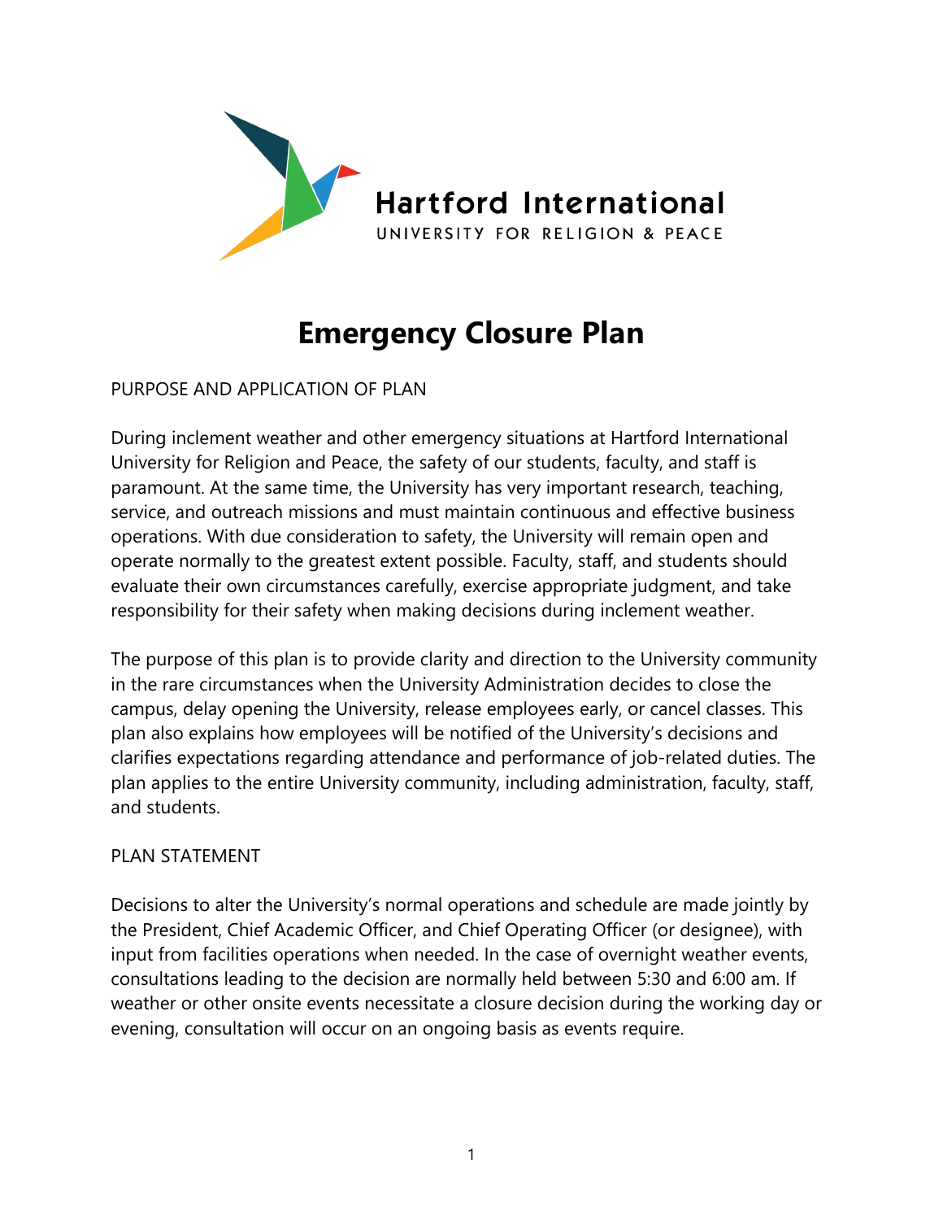Hartford International

UNIVERSITY FOR RELIGION & PEACE

# Emergency Closure Plan

## PURPOSE AND APPLICATION OF PLAN

During inclement weather and other emergency situations at Hartford International University for Religion and Peace, the safety of our students, faculty, and staff is paramount. At the same time, the University has very important research, teaching, service, and outreach missions and must maintain continuous and effective business operations. With due consideration to safety, the University will remain open and operate normally to the greatest extent possible. Faculty, staff, and students should evaluate their own circumstances carefully, exercise appropriate judgment, and take responsibility for their safety when making decisions during inclement weather.

The purpose of this plan is to provide clarity and direction to the University community in the rare circumstances when the University Administration decides to close the campus, delay opening the University, release employees early, or cancel classes. This plan also explains how employees will be notified of the University's decisions and clarifies expectations regarding attendance and performance of job-related duties. The plan applies to the entire University community, including administration, faculty, staff, and students.

## PLAN STATEMENT

Decisions to alter the University's normal operations and schedule are made jointly by the President, Chief Academic Officer, and Chief Operating Officer (or designee), with input from facilities operations when needed. In the case of overnight weather events, consultations leading to the decision are normally held between 5:30 and 6:00 am. If weather or other onsite events necessitate a closure decision during the working day or evening, consultation will occur on an ongoing basis as events require.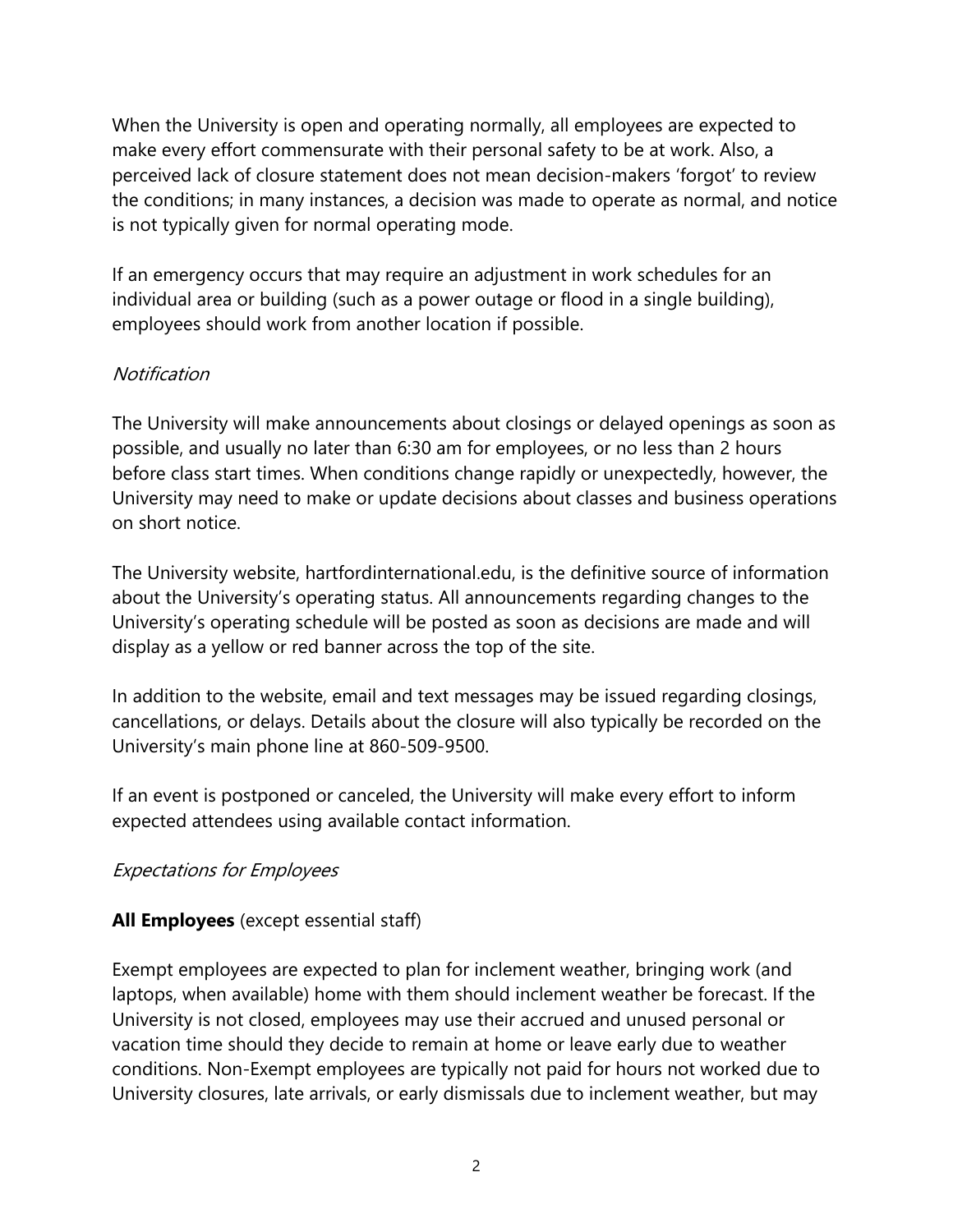When the University is open and operating normally, all employees are expected to make every effort commensurate with their personal safety to be at work. Also, a perceived lack of closure statement does not mean decision-makers 'forgot' to review the conditions; in many instances, a decision was made to operate as normal, and notice is not typically given for normal operating mode.

If an emergency occurs that may require an adjustment in work schedules for an individual area or building (such as a power outage or flood in a single building), employees should work from another location if possible.

*Notification*

The University will make announcements about closings or delayed openings as soon as possible, and usually no later than 6:30 am for employees, or no less than 2 hours before class start times. When conditions change rapidly or unexpectedly, however, the University may need to make or update decisions about classes and business operations on short notice.

The University website, hartfordinternational.edu, is the definitive source of information about the University's operating status. All announcements regarding changes to the University's operating schedule will be posted as soon as decisions are made and will display as a yellow or red banner across the top of the site.

In addition to the website, email and text messages may be issued regarding closings, cancellations, or delays. Details about the closure will also typically be recorded on the University's main phone line at 860-509-9500.

If an event is postponed or canceled, the University will make every effort to inform expected attendees using available contact information.

*Expectations for Employees*

**All Employees** (except essential staff)

Exempt employees are expected to plan for inclement weather, bringing work (and laptops, when available) home with them should inclement weather be forecast. If the University is not closed, employees may use their accrued and unused personal or vacation time should they decide to remain at home or leave early due to weather conditions. Non-Exempt employees are typically not paid for hours not worked due to University closures, late arrivals, or early dismissals due to inclement weather, but may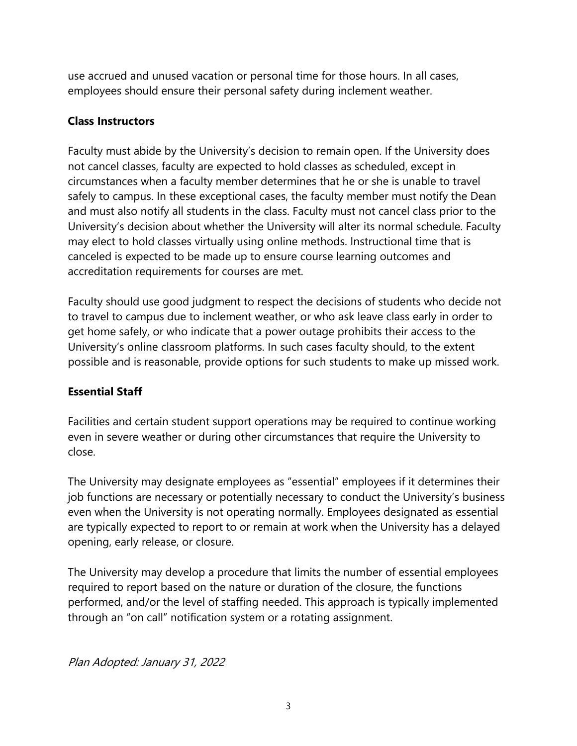use accrued and unused vacation or personal time for those hours. In all cases, employees should ensure their personal safety during inclement weather.

**Class Instructors**

Faculty must abide by the University's decision to remain open. If the University does not cancel classes, faculty are expected to hold classes as scheduled, except in circumstances when a faculty member determines that he or she is unable to travel safely to campus. In these exceptional cases, the faculty member must notify the Dean and must also notify all students in the class. Faculty must not cancel class prior to the University's decision about whether the University will alter its normal schedule. Faculty may elect to hold classes virtually using online methods. Instructional time that is canceled is expected to be made up to ensure course learning outcomes and accreditation requirements for courses are met.

Faculty should use good judgment to respect the decisions of students who decide not to travel to campus due to inclement weather, or who ask leave class early in order to get home safely, or who indicate that a power outage prohibits their access to the University's online classroom platforms. In such cases faculty should, to the extent possible and is reasonable, provide options for such students to make up missed work.

**Essential Staff**

Facilities and certain student support operations may be required to continue working even in severe weather or during other circumstances that require the University to close.

The University may designate employees as "essential" employees if it determines their job functions are necessary or potentially necessary to conduct the University's business even when the University is not operating normally. Employees designated as essential are typically expected to report to or remain at work when the University has a delayed opening, early release, or closure.

The University may develop a procedure that limits the number of essential employees required to report based on the nature or duration of the closure, the functions performed, and/or the level of staffing needed. This approach is typically implemented through an "on call" notification system or a rotating assignment.

*Plan Adopted: January 31, 2022*